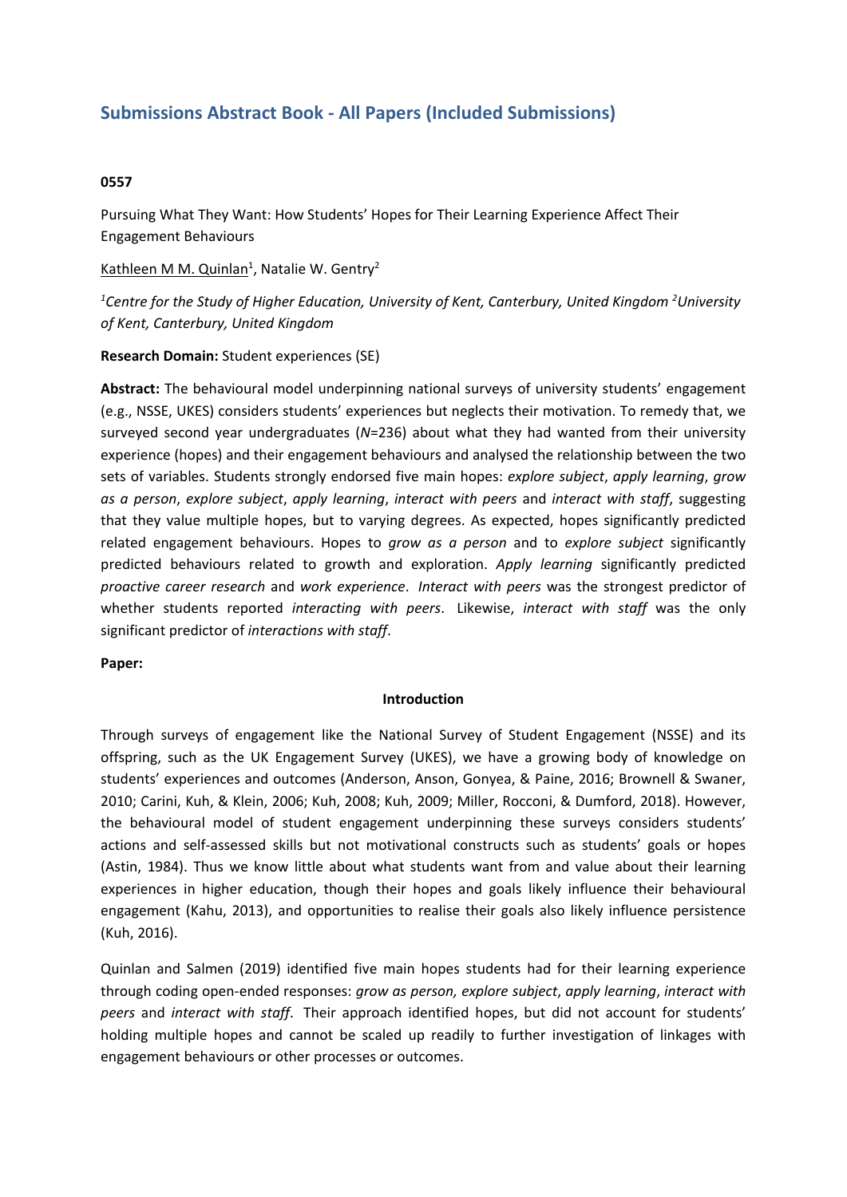# Submissions Abstract Book - All Papers (Included Submissions)

**0557**

Pursuing What They Want: How Students' Hopes for Their Learning Experience Affect Their Engagement Behaviours

Kathleen M M. Quinlan[1], Natalie W. Gentry[2]

*[1]Centre for the Study of Higher Education, University of Kent, Canterbury, United Kingdom [2]University of Kent, Canterbury, United Kingdom*

**Research Domain:** Student experiences (SE)

**Abstract:** The behavioural model underpinning national surveys of university students' engagement (e.g., NSSE, UKES) considers students' experiences but neglects their motivation. To remedy that, we surveyed second year undergraduates (*N*=236) about what they had wanted from their university experience (hopes) and their engagement behaviours and analysed the relationship between the two sets of variables. Students strongly endorsed five main hopes: *explore subject*, *apply learning*, *grow as a person*, *explore subject*, *apply learning*, *interact with peers* and *interact with staff*, suggesting that they value multiple hopes, but to varying degrees. As expected, hopes significantly predicted related engagement behaviours. Hopes to *grow as a person* and to *explore subject* significantly predicted behaviours related to growth and exploration. *Apply learning* significantly predicted *proactive career research* and *work experience*. *Interact with peers* was the strongest predictor of whether students reported *interacting with peers*. Likewise, *interact with staff* was the only significant predictor of *interactions with staff*.

**Paper:**

## Introduction

Through surveys of engagement like the National Survey of Student Engagement (NSSE) and its offspring, such as the UK Engagement Survey (UKES), we have a growing body of knowledge on students' experiences and outcomes (Anderson, Anson, Gonyea, & Paine, 2016; Brownell & Swaner, 2010; Carini, Kuh, & Klein, 2006; Kuh, 2008; Kuh, 2009; Miller, Rocconi, & Dumford, 2018). However, the behavioural model of student engagement underpinning these surveys considers students' actions and self-assessed skills but not motivational constructs such as students' goals or hopes (Astin, 1984). Thus we know little about what students want from and value about their learning experiences in higher education, though their hopes and goals likely influence their behavioural engagement (Kahu, 2013), and opportunities to realise their goals also likely influence persistence (Kuh, 2016).

Quinlan and Salmen (2019) identified five main hopes students had for their learning experience through coding open-ended responses: *grow as person, explore subject*, *apply learning*, *interact with peers* and *interact with staff.* Their approach identified hopes, but did not account for students' holding multiple hopes and cannot be scaled up readily to further investigation of linkages with engagement behaviours or other processes or outcomes.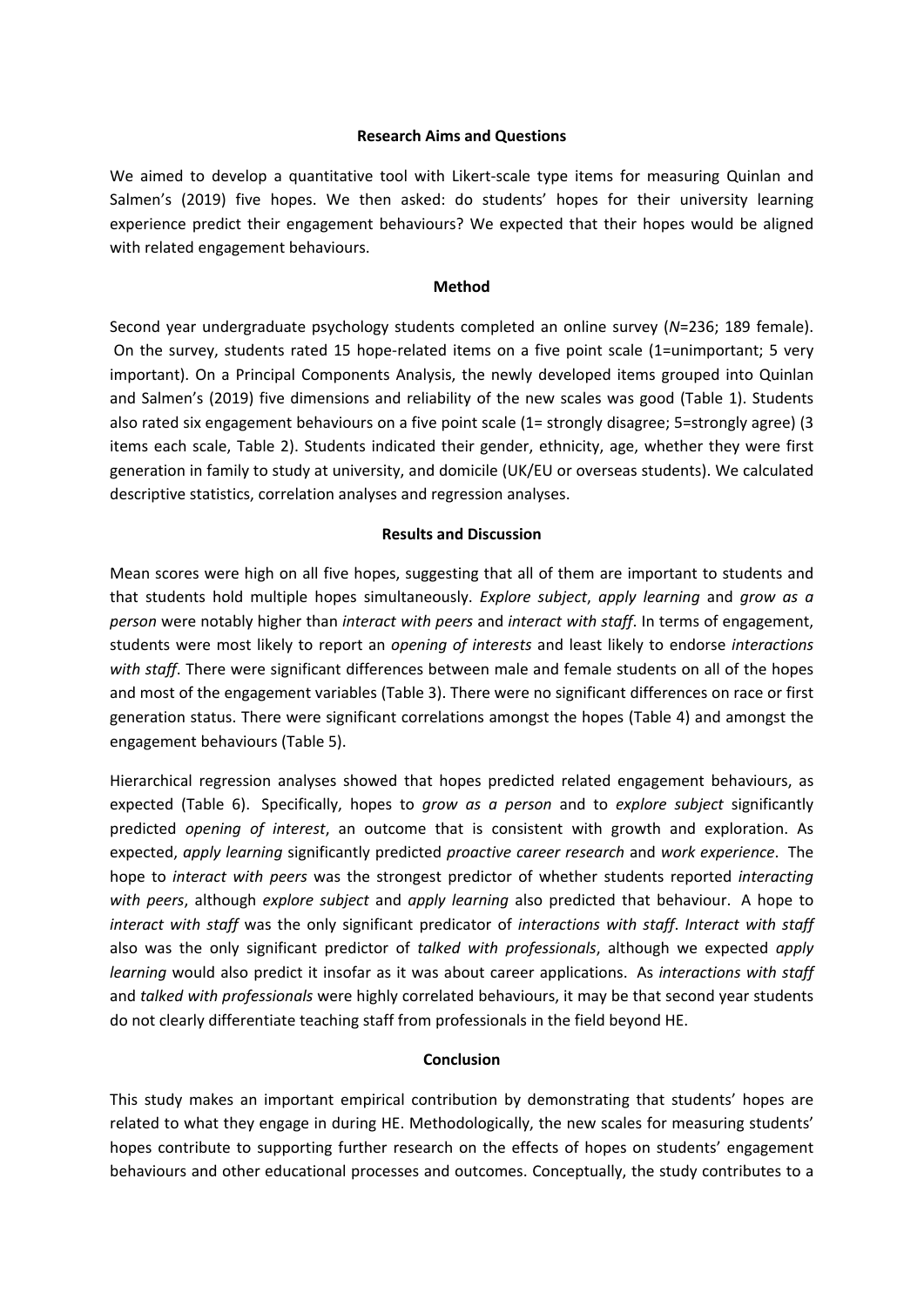**Research Aims and Questions**

We aimed to develop a quantitative tool with Likert-scale type items for measuring Quinlan and Salmen's (2019) five hopes. We then asked: do students' hopes for their university learning experience predict their engagement behaviours? We expected that their hopes would be aligned with related engagement behaviours.

**Method**

Second year undergraduate psychology students completed an online survey (*N*=236; 189 female). On the survey, students rated 15 hope-related items on a five point scale (1=unimportant; 5 very important). On a Principal Components Analysis, the newly developed items grouped into Quinlan and Salmen's (2019) five dimensions and reliability of the new scales was good (Table 1). Students also rated six engagement behaviours on a five point scale (1= strongly disagree; 5=strongly agree) (3 items each scale, Table 2). Students indicated their gender, ethnicity, age, whether they were first generation in family to study at university, and domicile (UK/EU or overseas students). We calculated descriptive statistics, correlation analyses and regression analyses.

**Results and Discussion**

Mean scores were high on all five hopes, suggesting that all of them are important to students and that students hold multiple hopes simultaneously. *Explore subject*, *apply learning* and *grow as a person* were notably higher than *interact with peers* and *interact with staff*. In terms of engagement, students were most likely to report an *opening of interests* and least likely to endorse *interactions with staff*. There were significant differences between male and female students on all of the hopes and most of the engagement variables (Table 3). There were no significant differences on race or first generation status. There were significant correlations amongst the hopes (Table 4) and amongst the engagement behaviours (Table 5).

Hierarchical regression analyses showed that hopes predicted related engagement behaviours, as expected (Table 6). Specifically, hopes to *grow as a person* and to *explore subject* significantly predicted *opening of interest*, an outcome that is consistent with growth and exploration. As expected, *apply learning* significantly predicted *proactive career research* and *work experience*. The hope to *interact with peers* was the strongest predictor of whether students reported *interacting with peers*, although *explore subject* and *apply learning* also predicted that behaviour. A hope to *interact with staff* was the only significant predicator of *interactions with staff*. *Interact with staff* also was the only significant predictor of *talked with professionals*, although we expected *apply learning* would also predict it insofar as it was about career applications. As *interactions with staff* and *talked with professionals* were highly correlated behaviours, it may be that second year students do not clearly differentiate teaching staff from professionals in the field beyond HE.

**Conclusion**

This study makes an important empirical contribution by demonstrating that students' hopes are related to what they engage in during HE. Methodologically, the new scales for measuring students' hopes contribute to supporting further research on the effects of hopes on students' engagement behaviours and other educational processes and outcomes. Conceptually, the study contributes to a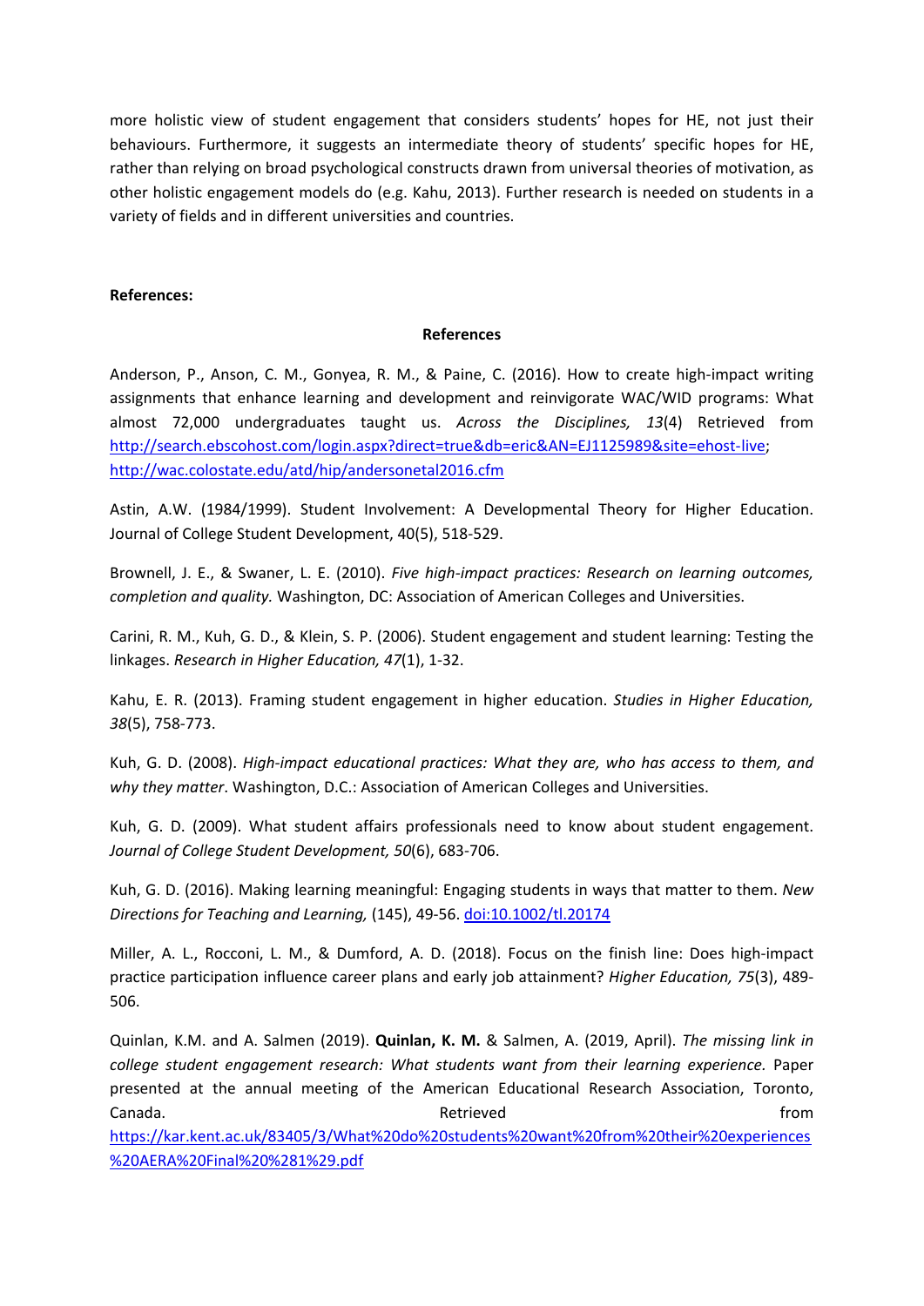more holistic view of student engagement that considers students' hopes for HE, not just their behaviours. Furthermore, it suggests an intermediate theory of students' specific hopes for HE, rather than relying on broad psychological constructs drawn from universal theories of motivation, as other holistic engagement models do (e.g. Kahu, 2013). Further research is needed on students in a variety of fields and in different universities and countries.

**References:**

## References

Anderson, P., Anson, C. M., Gonyea, R. M., & Paine, C. (2016). How to create high-impact writing assignments that enhance learning and development and reinvigorate WAC/WID programs: What almost 72,000 undergraduates taught us. *Across the Disciplines, 13*(4) Retrieved from http://search.ebscohost.com/login.aspx?direct=true&db=eric&AN=EJ1125989&site=ehost-live; http://wac.colostate.edu/atd/hip/andersonetal2016.cfm

Astin, A.W. (1984/1999). Student Involvement: A Developmental Theory for Higher Education. Journal of College Student Development, 40(5), 518-529.

Brownell, J. E., & Swaner, L. E. (2010). *Five high-impact practices: Research on learning outcomes, completion and quality.* Washington, DC: Association of American Colleges and Universities.

Carini, R. M., Kuh, G. D., & Klein, S. P. (2006). Student engagement and student learning: Testing the linkages. *Research in Higher Education, 47*(1), 1-32.

Kahu, E. R. (2013). Framing student engagement in higher education. *Studies in Higher Education, 38*(5), 758-773.

Kuh, G. D. (2008). *High-impact educational practices: What they are, who has access to them, and why they matter*. Washington, D.C.: Association of American Colleges and Universities.

Kuh, G. D. (2009). What student affairs professionals need to know about student engagement. *Journal of College Student Development, 50*(6), 683-706.

Kuh, G. D. (2016). Making learning meaningful: Engaging students in ways that matter to them. *New Directions for Teaching and Learning,* (145), 49-56. doi:10.1002/tl.20174

Miller, A. L., Rocconi, L. M., & Dumford, A. D. (2018). Focus on the finish line: Does high-impact practice participation influence career plans and early job attainment? *Higher Education, 75*(3), 489-506.

Quinlan, K.M. and A. Salmen (2019). **Quinlan, K. M.** & Salmen, A. (2019, April). *The missing link in college student engagement research: What students want from their learning experience.* Paper presented at the annual meeting of the American Educational Research Association, Toronto, Canada. Retrieved from https://kar.kent.ac.uk/83405/3/What%20do%20students%20want%20from%20their%20experiences%20AERA%20Final%20%281%29.pdf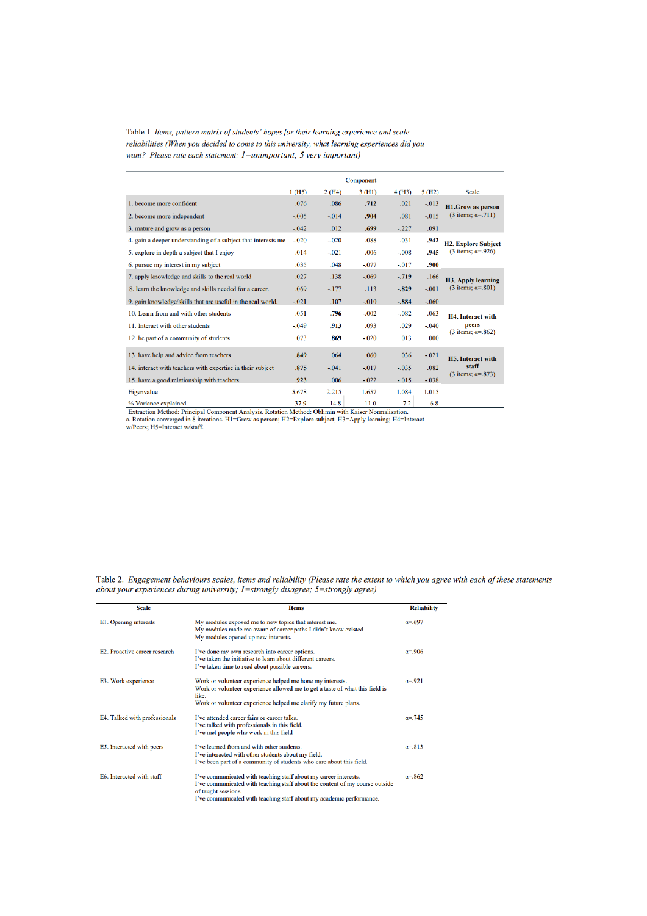Table 1. *Items, pattern matrix of students' hopes for their learning experience and scale reliabilities (When you decided to come to this university, what learning experiences did you want? Please rate each statement: 1=unimportant; 5 very important)*

| | Component | | | | | Scale |
|---|---|---|---|---|---|---|
| | 1 (H5) | 2 (H4) | 3 (H1) | 4 (H3) | 5 (H2) | |
| 1. become more confident | .076 | .086 | **.712** | .021 | -.013 | **H1.Grow as person** (3 items; α=.711) |
| 2. become more independent | -.005 | -.014 | **.904** | .081 | -.015 | |
| 3. mature and grow as a person | -.042 | .012 | **.699** | -.227 | .091 | |
| 4. gain a deeper understanding of a subject that interests me | -.020 | -.020 | .088 | .031 | **.942** | **H2. Explore Subject** (3 items; α=.926) |
| 5. explore in depth a subject that I enjoy | .014 | -.021 | .006 | -.008 | **.945** | |
| 6. pursue my interest in my subject | .035 | .048 | -.077 | -.017 | **.900** | |
| 7. apply knowledge and skills to the real world | .027 | .138 | -.069 | **-.719** | .166 | **H3. Apply learning** (3 items; α=.801) |
| 8. learn the knowledge and skills needed for a career. | .069 | -.177 | .113 | **-.829** | -.001 | |
| 9. gain knowledge/skills that are useful in the real world. | -.021 | .107 | -.010 | **-.884** | -.060 | |
| 10. Learn from and with other students | .051 | **.796** | -.002 | -.082 | .063 | **H4. Interact with peers** (3 items; α=.862) |
| 11. Interact with other students | -.049 | **.913** | .093 | .029 | -.040 | |
| 12. be part of a community of students | .073 | **.869** | -.020 | .013 | .000 | |
| 13. have help and advice from teachers | **.849** | .064 | .060 | .036 | -.021 | **H5. Interact with staff** (3 items; α=.873) |
| 14. interact with teachers with expertise in their subject | **.875** | -.041 | -.017 | -.035 | .082 | |
| 15. have a good relationship with teachers | **.923** | .006 | -.022 | -.015 | -.038 | |
| Eigenvalue | 5.678 | 2.215 | 1.657 | 1.084 | 1.015 | |
| % Variance explained | 37.9 | 14.8 | 11.0 | 7.2 | 6.8 | |

Extraction Method: Principal Component Analysis. Rotation Method: Oblimin with Kaiser Normalization.
a. Rotation converged in 8 iterations. H1=Grow as person; H2=Explore subject; H3=Apply learning; H4=Interact w/Peers; H5=Interact w/staff.

Table 2. *Engagement behaviours scales, items and reliability (Please rate the extent to which you agree with each of these statements about your experiences during university; 1=strongly disagree; 5=strongly agree)*

| Scale | Items | Reliability |
|---|---|---|
| E1. Opening interests | My modules exposed me to new topics that interest me.<br>My modules made me aware of career paths I didn't know existed.<br>My modules opened up new interests. | α=.697 |
| E2. Proactive career research | I've done my own research into career options.<br>I've taken the initiative to learn about different careers.<br>I've taken time to read about possible careers. | α=.906 |
| E3. Work experience | Work or volunteer experience helped me hone my interests.<br>Work or volunteer experience allowed me to get a taste of what this field is like.<br>Work or volunteer experience helped me clarify my future plans. | α=.921 |
| E4. Talked with professionals | I've attended career fairs or career talks.<br>I've talked with professionals in this field.<br>I've met people who work in this field | α=.745 |
| E5. Interacted with peers | I've learned from and with other students.<br>I've interacted with other students about my field.<br>I've been part of a community of students who care about this field. | α=.813 |
| E6. Interacted with staff | I've communicated with teaching staff about my career interests.<br>I've communicated with teaching staff about the content of my course outside of taught sessions.<br>I've communicated with teaching staff about my academic performance. | α=.862 |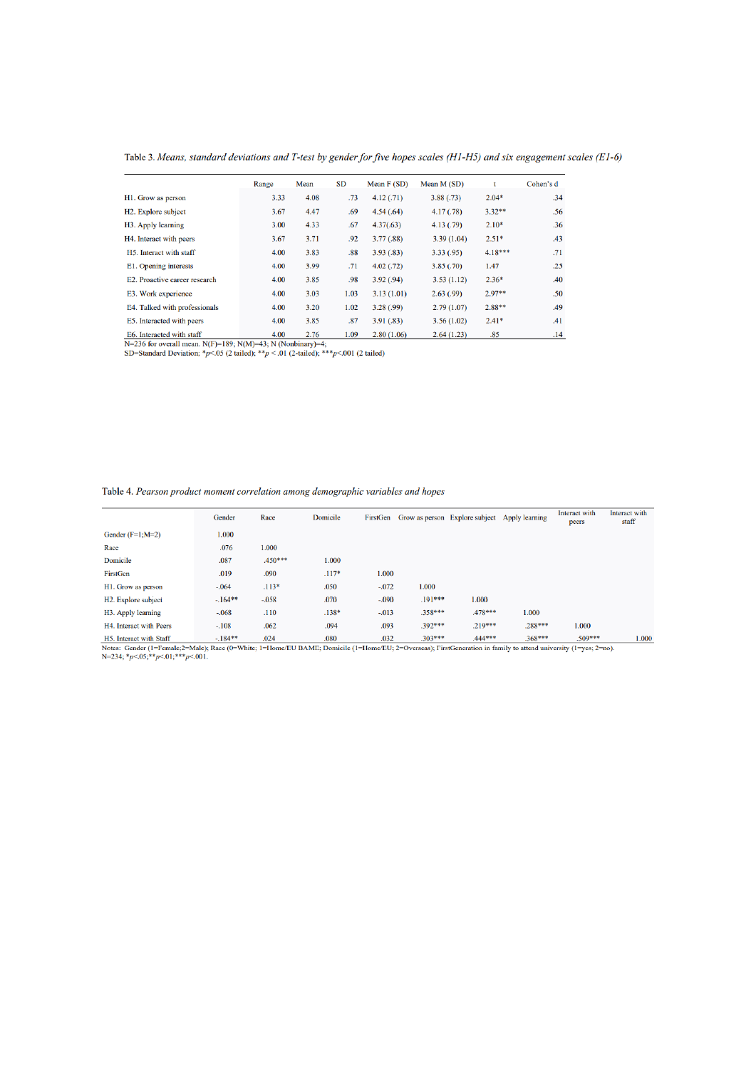Table 3. *Means, standard deviations and T-test by gender for five hopes scales (H1-H5) and six engagement scales (E1-6)*

| | Range | Mean | SD | Mean F (SD) | Mean M (SD) | t | Cohen's d |
|---|---|---|---|---|---|---|---|
| H1. Grow as person | 3.33 | 4.08 | .73 | 4.12 (.71) | 3.88 (.73) | 2.04* | .34 |
| H2. Explore subject | 3.67 | 4.47 | .69 | 4.54 (.64) | 4.17 (.78) | 3.32** | .56 |
| H3. Apply learning | 3.00 | 4.33 | .67 | 4.37(.63) | 4.13 (.79) | 2.10* | .36 |
| H4. Interact with peers | 3.67 | 3.71 | .92 | 3.77 (.88) | 3.39 (1.04) | 2.51* | .43 |
| H5. Interact with staff | 4.00 | 3.83 | .88 | 3.93 (.83) | 3.33 (.95) | 4.18*** | .71 |
| E1. Opening interests | 4.00 | 3.99 | .71 | 4.02 (.72) | 3.85 (.70) | 1.47 | .25 |
| E2. Proactive career research | 4.00 | 3.85 | .98 | 3.92 (.94) | 3.53 (1.12) | 2.36* | .40 |
| E3. Work experience | 4.00 | 3.03 | 1.03 | 3.13 (1.01) | 2.63 (.99) | 2.97** | .50 |
| E4. Talked with professionals | 4.00 | 3.20 | 1.02 | 3.28 (.99) | 2.79 (1.07) | 2.88** | .49 |
| E5. Interacted with peers | 4.00 | 3.85 | .87 | 3.91 (.83) | 3.56 (1.02) | 2.41* | .41 |
| E6. Interacted with staff | 4.00 | 2.76 | 1.09 | 2.80 (1.06) | 2.64 (1.23) | .85 | .14 |

N=236 for overall mean. N(F)=189; N(M)=43; N (Nonbinary)=4;
SD=Standard Deviation; *$p$<.05 (2 tailed); **$p$ < .01 (2-tailed); ***$p$<.001 (2 tailed)

Table 4. *Pearson product moment correlation among demographic variables and hopes*

| | Gender | Race | Domicile | FirstGen | Grow as person | Explore subject | Apply learning | Interact with peers | Interact with staff |
|---|---|---|---|---|---|---|---|---|---|
| Gender (F=1;M=2) | 1.000 | | | | | | | | |
| Race | .076 | 1.000 | | | | | | | |
| Domicile | .087 | .450*** | 1.000 | | | | | | |
| FirstGen | .019 | .090 | .117* | 1.000 | | | | | |
| H1. Grow as person | -.064 | .113* | .050 | -.072 | 1.000 | | | | |
| H2. Explore subject | -.164** | -.058 | .070 | -.090 | .191*** | 1.000 | | | |
| H3. Apply learning | -.068 | .110 | .138* | -.013 | .358*** | .478*** | 1.000 | | |
| H4. Interact with Peers | -.108 | .062 | .094 | .093 | .392*** | .219*** | .288*** | 1.000 | |
| H5. Interact with Staff | -.184** | .024 | .080 | .032 | .303*** | .444*** | .368*** | .509*** | 1.000 |

Notes: Gender (1=Female;2=Male); Race (0=White; 1=Home/EU BAME; Domicile (1=Home/EU; 2=Overseas); FirstGeneration in family to attend university (1=yes; 2=no).
N=234; *$p$<.05;**$p$<.01;***$p$<.001.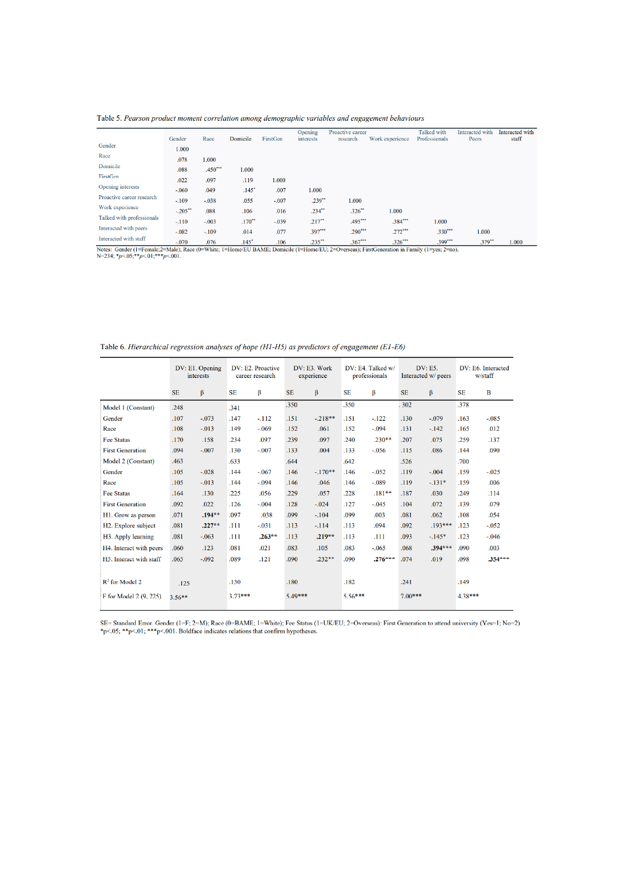Table 5. *Pearson product moment correlation among demographic variables and engagement behaviours*

| | Gender | Race | Domicile | FirstGen | Opening interests | Proactive career research | Work experience | Talked with Professionals | Interacted with Peers | Interacted with staff |
|---|---|---|---|---|---|---|---|---|---|---|
| Gender | 1.000 | | | | | | | | | |
| Race | .078 | 1.000 | | | | | | | | |
| Domicile | .088 | .450*** | 1.000 | | | | | | | |
| FirstGen | .022 | .097 | .119 | 1.000 | | | | | | |
| Opening interests | -.060 | .049 | .145* | .007 | 1.000 | | | | | |
| Proactive career research | -.109 | -.038 | .055 | -.007 | .239** | 1.000 | | | | |
| Work experience | -.205** | .088 | .106 | .016 | .234** | .326** | 1.000 | | | |
| Talked with professionals | -.110 | -.003 | .170** | -.039 | .217** | .495*** | .384*** | 1.000 | | |
| Interacted with peers | -.082 | -.109 | .014 | .077 | .397*** | .290*** | .272*** | .330*** | 1.000 | |
| Interacted with staff | -.070 | .076 | .145* | .106 | .235** | .367*** | .326*** | .399*** | .379** | 1.000 |

Notes: Gender (1=Female;2=Male); Race (0=White; 1=Home/EU BAME; Domicile (1=Home/EU; 2=Overseas); FirstGeneration in Family (1=yes; 2=no). N=234; *p<.05;**p<.01;***p<.001.

Table 6. *Hierarchical regression analyses of hope (H1-H5) as predictors of engagement (E1-E6)*

| | DV: E1. Opening interests | | DV: E2. Proactive career research | | DV: E3. Work experience | | DV: E4. Talked w/ professionals | | DV: E5. Interacted w/ peers | | DV: E6. Interacted w/staff | |
|---|---|---|---|---|---|---|---|---|---|---|---|---|
| | SE | β | SE | β | SE | β | SE | β | SE | β | SE | B |
| Model 1 (Constant) | .248 | | .341 | | .350 | | .350 | | .302 | | .378 | |
| Gender | .107 | -.073 | .147 | -.112 | .151 | -.218** | .151 | -.122 | .130 | -.079 | .163 | -.085 |
| Race | .108 | -.013 | .149 | -.069 | .152 | .061 | .152 | -.094 | .131 | -.142 | .165 | .012 |
| Fee Status | .170 | .158 | .234 | .097 | .239 | .097 | .240 | .230** | .207 | .075 | .259 | .137 |
| First Generation | .094 | -.007 | .130 | -.007 | .133 | .004 | .133 | -.056 | .115 | .086 | .144 | .090 |
| Model 2 (Constant) | .463 | | .633 | | .644 | | .642 | | .526 | | .700 | |
| Gender | .105 | -.028 | .144 | -.067 | .146 | -.170** | .146 | -.052 | .119 | -.004 | .159 | -.025 |
| Race | .105 | -.013 | .144 | -.094 | .146 | .046 | .146 | -.089 | .119 | -.131* | .159 | .006 |
| Fee Status | .164 | .130 | .225 | .056 | .229 | .057 | .228 | .181** | .187 | .030 | .249 | .114 |
| First Generation | .092 | .022 | .126 | -.004 | .128 | -.024 | .127 | -.045 | .104 | .072 | .139 | .079 |
| H1. Grow as person | .071 | **.194**** | .097 | .038 | .099 | -.104 | .099 | .003 | .081 | .062 | .108 | .054 |
| H2. Explore subject | .081 | **.227**** | .111 | -.031 | .113 | -.114 | .113 | .094 | .092 | **.193***** | .123 | -.052 |
| H3. Apply learning | .081 | -.063 | .111 | **.263**** | .113 | **.219**** | .113 | .111 | .093 | -.145* | .123 | -.046 |
| H4. Interact with peers | .060 | .123 | .081 | .021 | .083 | .105 | .083 | -.065 | .068 | **.394***** | .090 | .003 |
| H5. Interact with staff | .065 | -.092 | .089 | .121 | .090 | .232** | .090 | **.276***** | .074 | .019 | .098 | **.354***** |
| $R^2$ for Model 2 | .125 | | .130 | | .180 | | .182 | | .241 | | .149 | |
| F for Model 2 (9, 225) | 3.56** | | 3.73*** | | 5.49*** | | 5.56*** | | 7.00*** | | 4.38*** | |

SE= Standard Error. Gender (1=F; 2=M); Race (0=BAME; 1=White); Fee Status (1=UK/EU; 2=Overseas): First Generation to attend university (Yes=1; No=2) *p<.05; **p<.01; ***p<.001. Boldface indicates relations that confirm hypotheses.